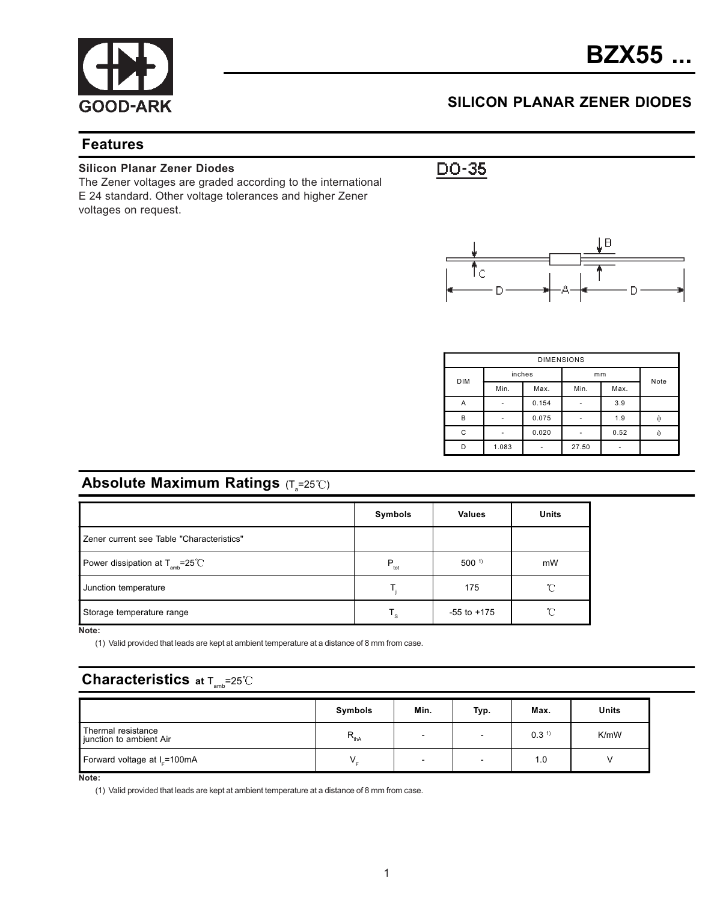# BZX55 ...

## SILICON PLANAR ZENER DIODES

## Features

**Silicon Planar Zener Diodes**

The Zener voltages are graded according to the international E 24 standard. Other voltage tolerances and higher Zener voltages on request.

DO-35

| DIMENSIONS | | | | | |
|---|---|---|---|---|---|
| DIM | inches | | mm | | Note |
| | Min. | Max. | Min. | Max. | |
| A | - | 0.154 | - | 3.9 | |
| B | - | 0.075 | - | 1.9 | ф |
| C | - | 0.020 | - | 0.52 | ф |
| D | 1.083 | - | 27.50 | - | |

## Absolute Maximum Ratings ($T_a$=25℃)

| | Symbols | Values | Units |
|---|---|---|---|
| Zener current see Table "Characteristics" | | | |
| Power dissipation at $T_{amb}$=25℃ | $P_{tot}$ | 500 [1)] | mW |
| Junction temperature | $T_j$ | 175 | ℃ |
| Storage temperature range | $T_S$ | -55 to +175 | ℃ |

**Note:**

(1) Valid provided that leads are kept at ambient temperature at a distance of 8 mm from case.

## Characteristics at $T_{amb}$=25℃

| | Symbols | Min. | Typ. | Max. | Units |
|---|---|---|---|---|---|
| Thermal resistance junction to ambient Air | $R_{thA}$ | - | - | 0.3 [1)] | K/mW |
| Forward voltage at $I_F$=100mA | $V_F$ | - | - | 1.0 | V |

**Note:**

(1) Valid provided that leads are kept at ambient temperature at a distance of 8 mm from case.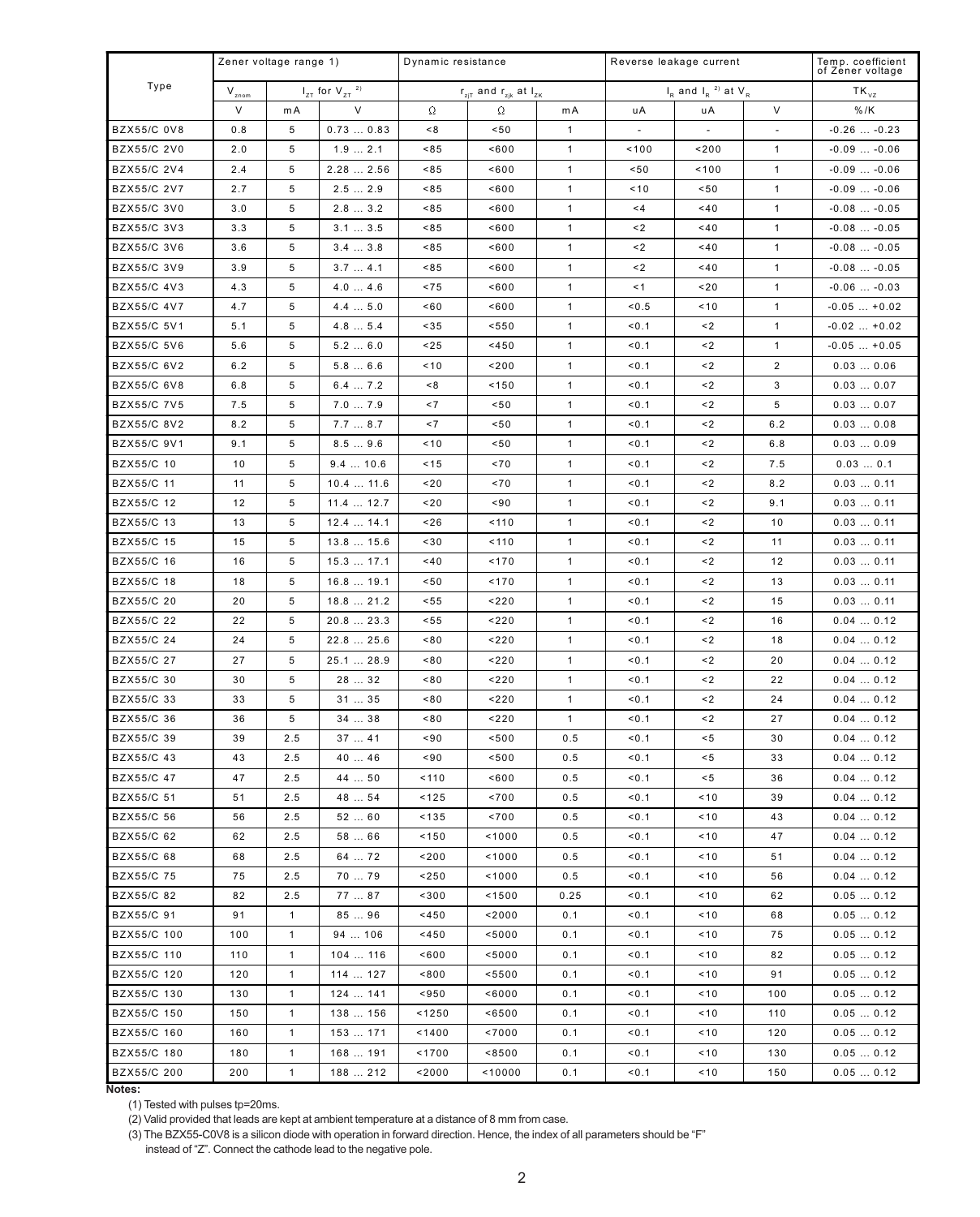| Type | Zener voltage range 1) | | | Dynamic resistance | | | Reverse leakage current | | | Temp. coefficient of Zener voltage |
|---|---|---|---|---|---|---|---|---|---|---|
| | $V_{znom}$ | $I_{ZT}$ for $V_{ZT}$ [2] | | $r_{zjT}$ and $r_{zjk}$ at $I_{ZK}$ | | | $I_R$ and $I_R$ [2] at $V_R$ | | | $TK_{VZ}$ |
| | V | mA | V | Ω | Ω | mA | uA | uA | V | %/K |
| BZX55/C 0V8 | 0.8 | 5 | 0.73 ... 0.83 | <8 | <50 | 1 | - | - | - | -0.26 ... -0.23 |
| BZX55/C 2V0 | 2.0 | 5 | 1.9 ... 2.1 | <85 | <600 | 1 | <100 | <200 | 1 | -0.09 ... -0.06 |
| BZX55/C 2V4 | 2.4 | 5 | 2.28 ... 2.56 | <85 | <600 | 1 | <50 | <100 | 1 | -0.09 ... -0.06 |
| BZX55/C 2V7 | 2.7 | 5 | 2.5 ... 2.9 | <85 | <600 | 1 | <10 | <50 | 1 | -0.09 ... -0.06 |
| BZX55/C 3V0 | 3.0 | 5 | 2.8 ... 3.2 | <85 | <600 | 1 | <4 | <40 | 1 | -0.08 ... -0.05 |
| BZX55/C 3V3 | 3.3 | 5 | 3.1 ... 3.5 | <85 | <600 | 1 | <2 | <40 | 1 | -0.08 ... -0.05 |
| BZX55/C 3V6 | 3.6 | 5 | 3.4 ... 3.8 | <85 | <600 | 1 | <2 | <40 | 1 | -0.08 ... -0.05 |
| BZX55/C 3V9 | 3.9 | 5 | 3.7 ... 4.1 | <85 | <600 | 1 | <2 | <40 | 1 | -0.08 ... -0.05 |
| BZX55/C 4V3 | 4.3 | 5 | 4.0 ... 4.6 | <75 | <600 | 1 | <1 | <20 | 1 | -0.06 ... -0.03 |
| BZX55/C 4V7 | 4.7 | 5 | 4.4 ... 5.0 | <60 | <600 | 1 | <0.5 | <10 | 1 | -0.05 ... +0.02 |
| BZX55/C 5V1 | 5.1 | 5 | 4.8 ... 5.4 | <35 | <550 | 1 | <0.1 | <2 | 1 | -0.02 ... +0.02 |
| BZX55/C 5V6 | 5.6 | 5 | 5.2 ... 6.0 | <25 | <450 | 1 | <0.1 | <2 | 1 | -0.05 ... +0.05 |
| BZX55/C 6V2 | 6.2 | 5 | 5.8 ... 6.6 | <10 | <200 | 1 | <0.1 | <2 | 2 | 0.03 ... 0.06 |
| BZX55/C 6V8 | 6.8 | 5 | 6.4 ... 7.2 | <8 | <150 | 1 | <0.1 | <2 | 3 | 0.03 ... 0.07 |
| BZX55/C 7V5 | 7.5 | 5 | 7.0 ... 7.9 | <7 | <50 | 1 | <0.1 | <2 | 5 | 0.03 ... 0.07 |
| BZX55/C 8V2 | 8.2 | 5 | 7.7 ... 8.7 | <7 | <50 | 1 | <0.1 | <2 | 6.2 | 0.03 ... 0.08 |
| BZX55/C 9V1 | 9.1 | 5 | 8.5 ... 9.6 | <10 | <50 | 1 | <0.1 | <2 | 6.8 | 0.03 ... 0.09 |
| BZX55/C 10 | 10 | 5 | 9.4 ... 10.6 | <15 | <70 | 1 | <0.1 | <2 | 7.5 | 0.03 ... 0.1 |
| BZX55/C 11 | 11 | 5 | 10.4 ... 11.6 | <20 | <70 | 1 | <0.1 | <2 | 8.2 | 0.03 ... 0.11 |
| BZX55/C 12 | 12 | 5 | 11.4 ... 12.7 | <20 | <90 | 1 | <0.1 | <2 | 9.1 | 0.03 ... 0.11 |
| BZX55/C 13 | 13 | 5 | 12.4 ... 14.1 | <26 | <110 | 1 | <0.1 | <2 | 10 | 0.03 ... 0.11 |
| BZX55/C 15 | 15 | 5 | 13.8 ... 15.6 | <30 | <110 | 1 | <0.1 | <2 | 11 | 0.03 ... 0.11 |
| BZX55/C 16 | 16 | 5 | 15.3 ... 17.1 | <40 | <170 | 1 | <0.1 | <2 | 12 | 0.03 ... 0.11 |
| BZX55/C 18 | 18 | 5 | 16.8 ... 19.1 | <50 | <170 | 1 | <0.1 | <2 | 13 | 0.03 ... 0.11 |
| BZX55/C 20 | 20 | 5 | 18.8 ... 21.2 | <55 | <220 | 1 | <0.1 | <2 | 15 | 0.03 ... 0.11 |
| BZX55/C 22 | 22 | 5 | 20.8 ... 23.3 | <55 | <220 | 1 | <0.1 | <2 | 16 | 0.04 ... 0.12 |
| BZX55/C 24 | 24 | 5 | 22.8 ... 25.6 | <80 | <220 | 1 | <0.1 | <2 | 18 | 0.04 ... 0.12 |
| BZX55/C 27 | 27 | 5 | 25.1 ... 28.9 | <80 | <220 | 1 | <0.1 | <2 | 20 | 0.04 ... 0.12 |
| BZX55/C 30 | 30 | 5 | 28 ... 32 | <80 | <220 | 1 | <0.1 | <2 | 22 | 0.04 ... 0.12 |
| BZX55/C 33 | 33 | 5 | 31 ... 35 | <80 | <220 | 1 | <0.1 | <2 | 24 | 0.04 ... 0.12 |
| BZX55/C 36 | 36 | 5 | 34 ... 38 | <80 | <220 | 1 | <0.1 | <2 | 27 | 0.04 ... 0.12 |
| BZX55/C 39 | 39 | 2.5 | 37 ... 41 | <90 | <500 | 0.5 | <0.1 | <5 | 30 | 0.04 ... 0.12 |
| BZX55/C 43 | 43 | 2.5 | 40 ... 46 | <90 | <500 | 0.5 | <0.1 | <5 | 33 | 0.04 ... 0.12 |
| BZX55/C 47 | 47 | 2.5 | 44 ... 50 | <110 | <600 | 0.5 | <0.1 | <5 | 36 | 0.04 ... 0.12 |
| BZX55/C 51 | 51 | 2.5 | 48 ... 54 | <125 | <700 | 0.5 | <0.1 | <10 | 39 | 0.04 ... 0.12 |
| BZX55/C 56 | 56 | 2.5 | 52 ... 60 | <135 | <700 | 0.5 | <0.1 | <10 | 43 | 0.04 ... 0.12 |
| BZX55/C 62 | 62 | 2.5 | 58 ... 66 | <150 | <1000 | 0.5 | <0.1 | <10 | 47 | 0.04 ... 0.12 |
| BZX55/C 68 | 68 | 2.5 | 64 ... 72 | <200 | <1000 | 0.5 | <0.1 | <10 | 51 | 0.04 ... 0.12 |
| BZX55/C 75 | 75 | 2.5 | 70 ... 79 | <250 | <1000 | 0.5 | <0.1 | <10 | 56 | 0.04 ... 0.12 |
| BZX55/C 82 | 82 | 2.5 | 77 ... 87 | <300 | <1500 | 0.25 | <0.1 | <10 | 62 | 0.05 ... 0.12 |
| BZX55/C 91 | 91 | 1 | 85 ... 96 | <450 | <2000 | 0.1 | <0.1 | <10 | 68 | 0.05 ... 0.12 |
| BZX55/C 100 | 100 | 1 | 94 ... 106 | <450 | <5000 | 0.1 | <0.1 | <10 | 75 | 0.05 ... 0.12 |
| BZX55/C 110 | 110 | 1 | 104 ... 116 | <600 | <5000 | 0.1 | <0.1 | <10 | 82 | 0.05 ... 0.12 |
| BZX55/C 120 | 120 | 1 | 114 ... 127 | <800 | <5500 | 0.1 | <0.1 | <10 | 91 | 0.05 ... 0.12 |
| BZX55/C 130 | 130 | 1 | 124 ... 141 | <950 | <6000 | 0.1 | <0.1 | <10 | 100 | 0.05 ... 0.12 |
| BZX55/C 150 | 150 | 1 | 138 ... 156 | <1250 | <6500 | 0.1 | <0.1 | <10 | 110 | 0.05 ... 0.12 |
| BZX55/C 160 | 160 | 1 | 153 ... 171 | <1400 | <7000 | 0.1 | <0.1 | <10 | 120 | 0.05 ... 0.12 |
| BZX55/C 180 | 180 | 1 | 168 ... 191 | <1700 | <8500 | 0.1 | <0.1 | <10 | 130 | 0.05 ... 0.12 |
| BZX55/C 200 | 200 | 1 | 188 ... 212 | <2000 | <10000 | 0.1 | <0.1 | <10 | 150 | 0.05 ... 0.12 |

**Notes:**

(1) Tested with pulses tp=20ms.

(2) Valid provided that leads are kept at ambient temperature at a distance of 8 mm from case.

(3) The BZX55-C0V8 is a silicon diode with operation in forward direction. Hence, the index of all parameters should be "F" instead of "Z". Connect the cathode lead to the negative pole.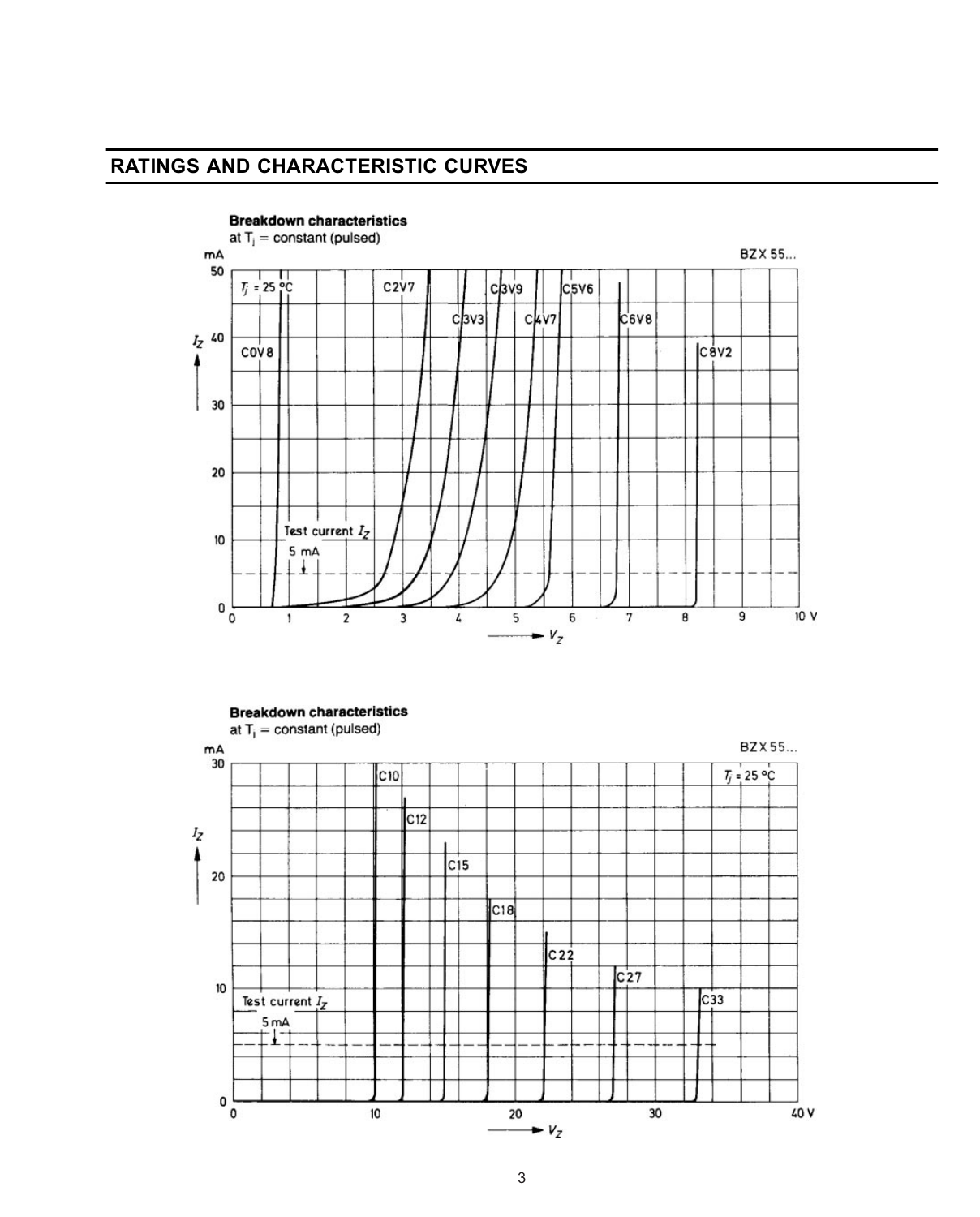## RATINGS AND CHARACTERISTIC CURVES

**Breakdown characteristics**
at $T_j$ = constant (pulsed)

BZX 55...

mA
50
40
30
20
10
0

$I_Z$

$T_j$ = 25 °C

C0V8
C2V7
C3V3
C3V9
C4V7
C5V6
C6V8
C8V2

Test current $I_Z$
5 mA

0 1 2 3 4 5 6 7 8 9 10 V

$V_Z$

**Breakdown characteristics**
at $T_j$ = constant (pulsed)

BZX 55...

mA
30
20
10
0

$I_Z$

$T_j$ = 25 °C

C10
C12
C15
C18
C22
C27
C33

Test current $I_Z$
5 mA

0 10 20 30 40 V

$V_Z$